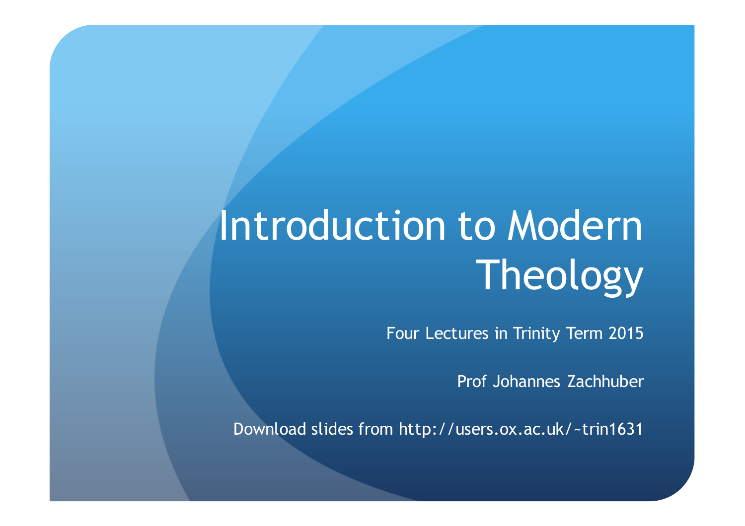# Introduction to Modern Theology

Four Lectures in Trinity Term 2015

Prof Johannes Zachhuber

Download slides from http://users.ox.ac.uk/~trin1631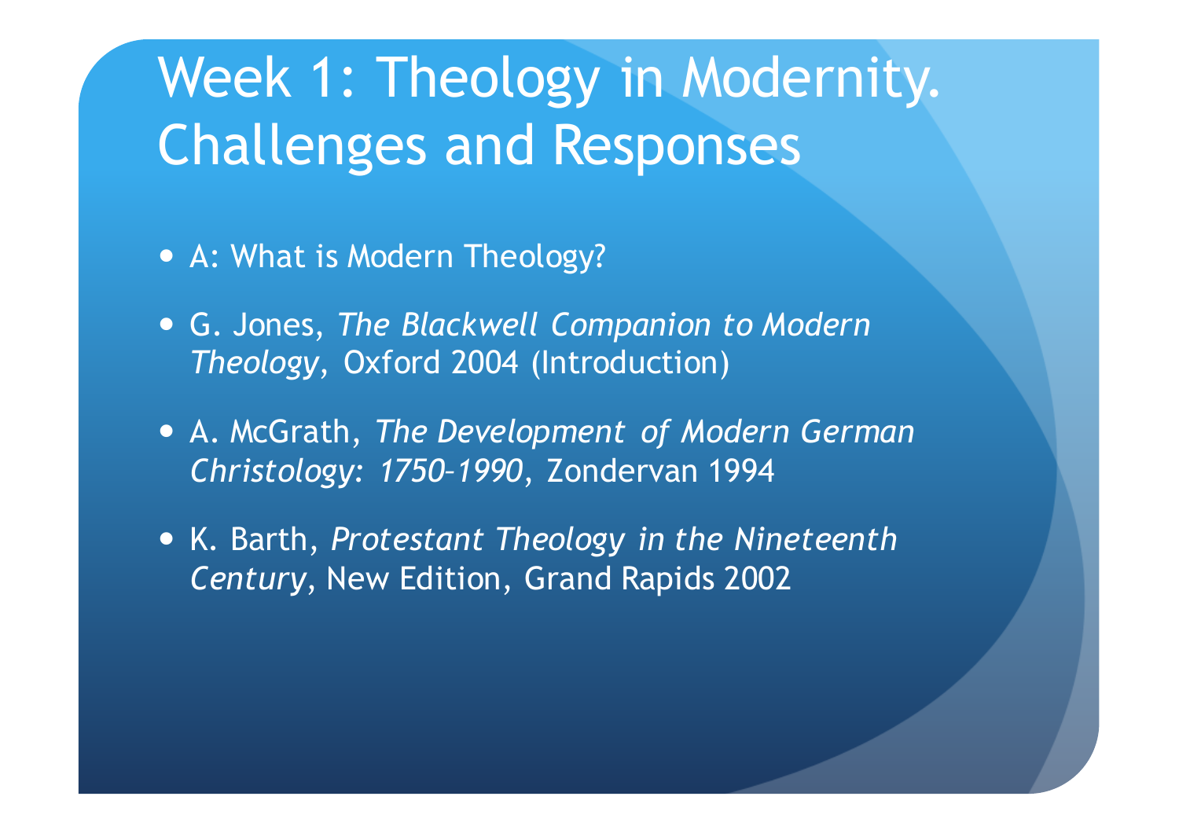# Week 1: Theology in Modernity. Challenges and Responses

- A: What is Modern Theology?
- G. Jones, *The Blackwell Companion to Modern Theology*, Oxford 2004 (Introduction)
- A. McGrath, *The Development of Modern German Christology: 1750–1990*, Zondervan 1994
- K. Barth, *Protestant Theology in the Nineteenth Century*, New Edition, Grand Rapids 2002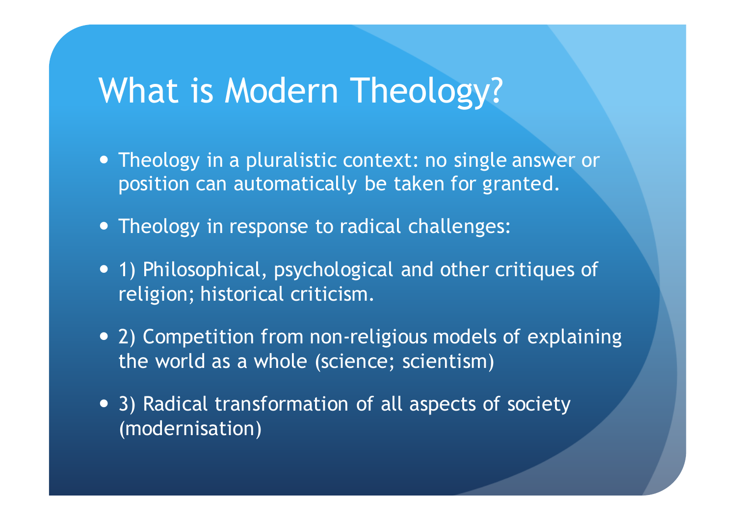# What is Modern Theology?

- Theology in a pluralistic context: no single answer or position can automatically be taken for granted.
- Theology in response to radical challenges:
- 1) Philosophical, psychological and other critiques of religion; historical criticism.
- 2) Competition from non-religious models of explaining the world as a whole (science; scientism)
- 3) Radical transformation of all aspects of society (modernisation)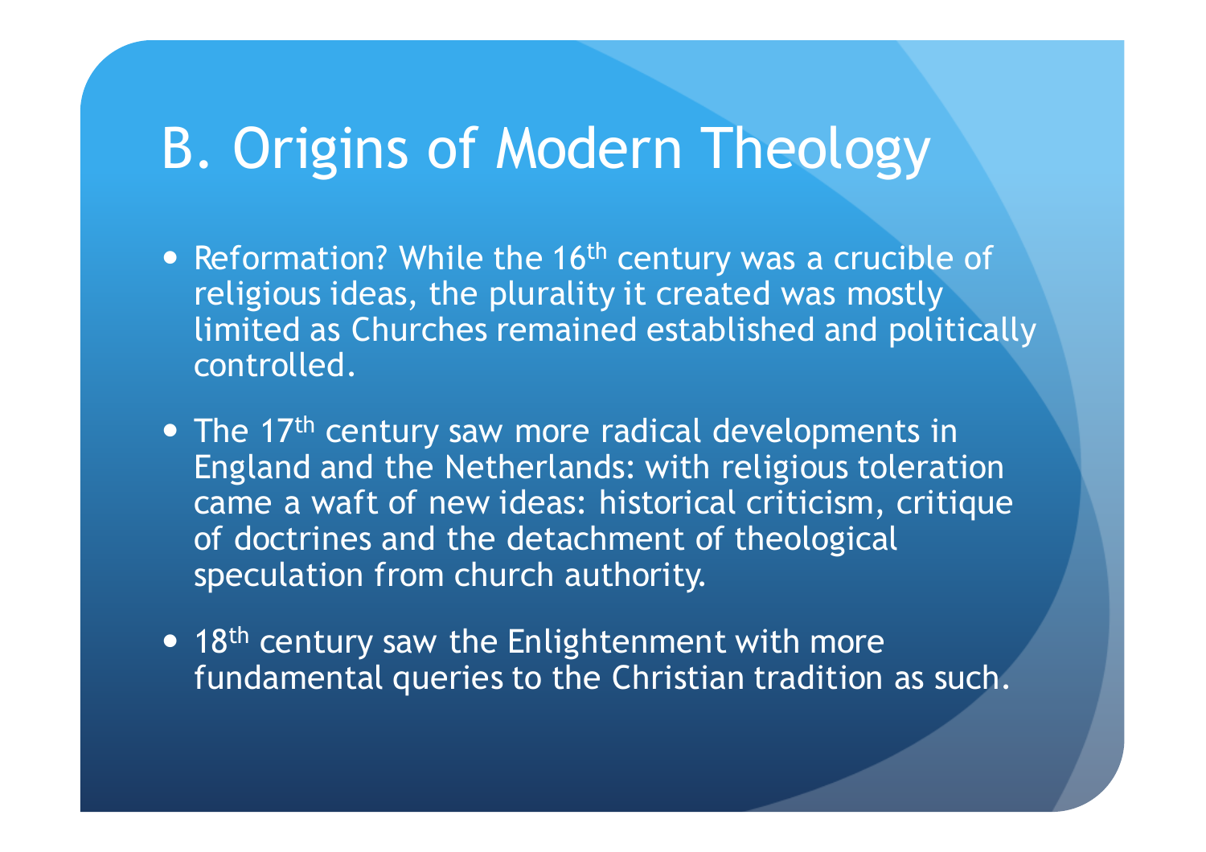# B. Origins of Modern Theology

- Reformation? While the 16th century was a crucible of religious ideas, the plurality it created was mostly limited as Churches remained established and politically controlled.
- The 17th century saw more radical developments in England and the Netherlands: with religious toleration came a waft of new ideas: historical criticism, critique of doctrines and the detachment of theological speculation from church authority.
- 18th century saw the Enlightenment with more fundamental queries to the Christian tradition as such.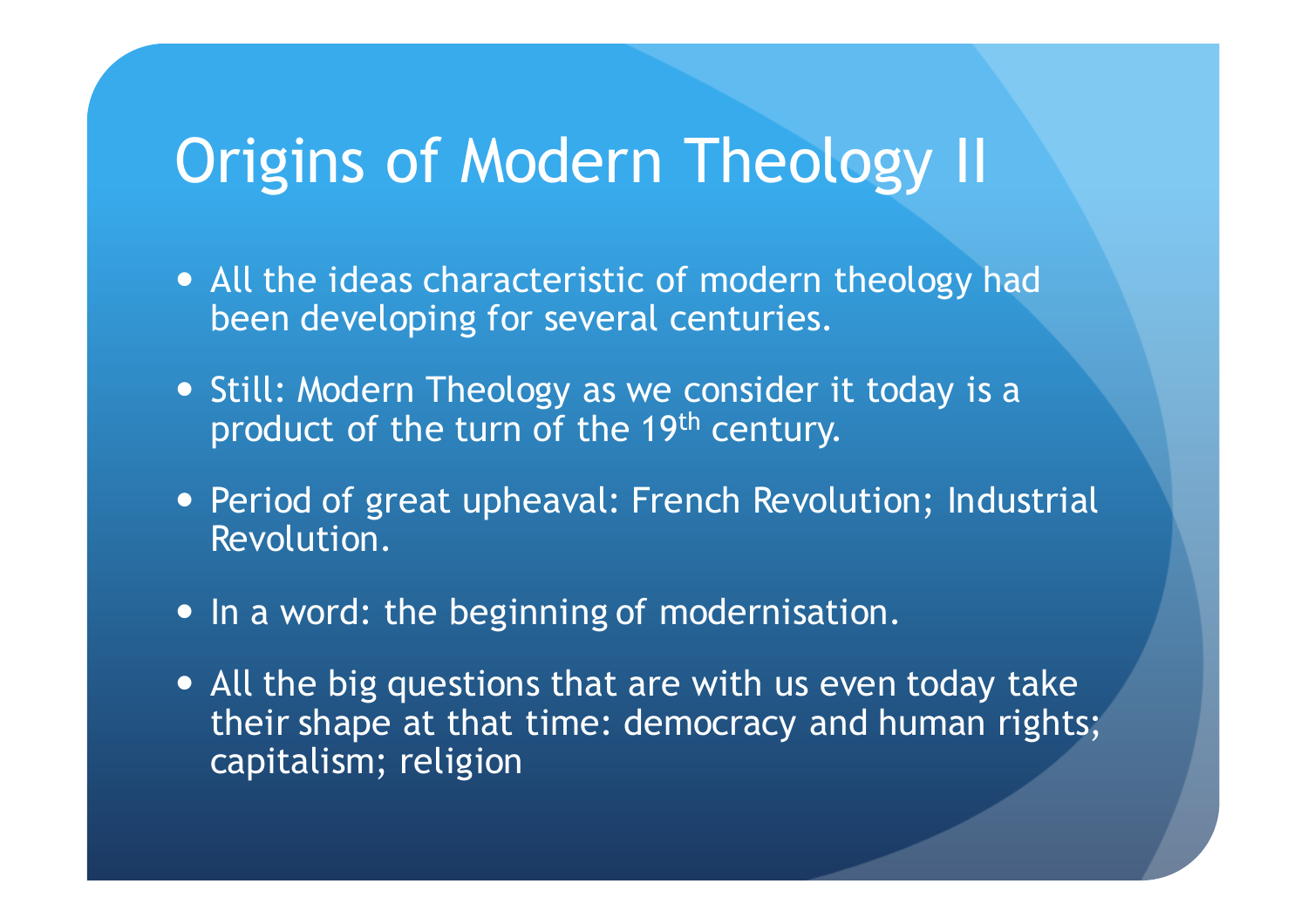# Origins of Modern Theology II

- All the ideas characteristic of modern theology had been developing for several centuries.
- Still: Modern Theology as we consider it today is a product of the turn of the 19th century.
- Period of great upheaval: French Revolution; Industrial Revolution.
- In a word: the beginning of modernisation.
- All the big questions that are with us even today take their shape at that time: democracy and human rights; capitalism; religion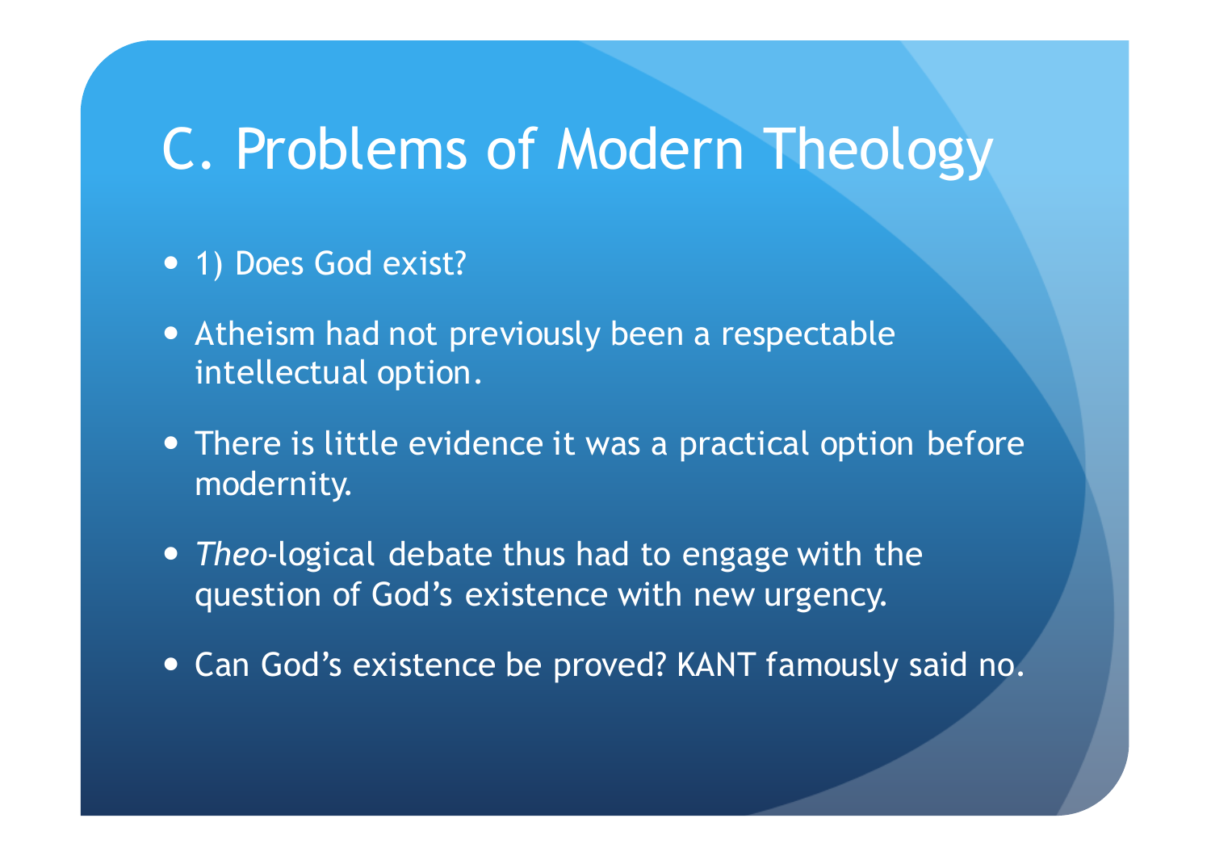# C. Problems of Modern Theology

- 1) Does God exist?
- Atheism had not previously been a respectable intellectual option.
- There is little evidence it was a practical option before modernity.
- *Theo*-logical debate thus had to engage with the question of God's existence with new urgency.
- Can God's existence be proved? KANT famously said no.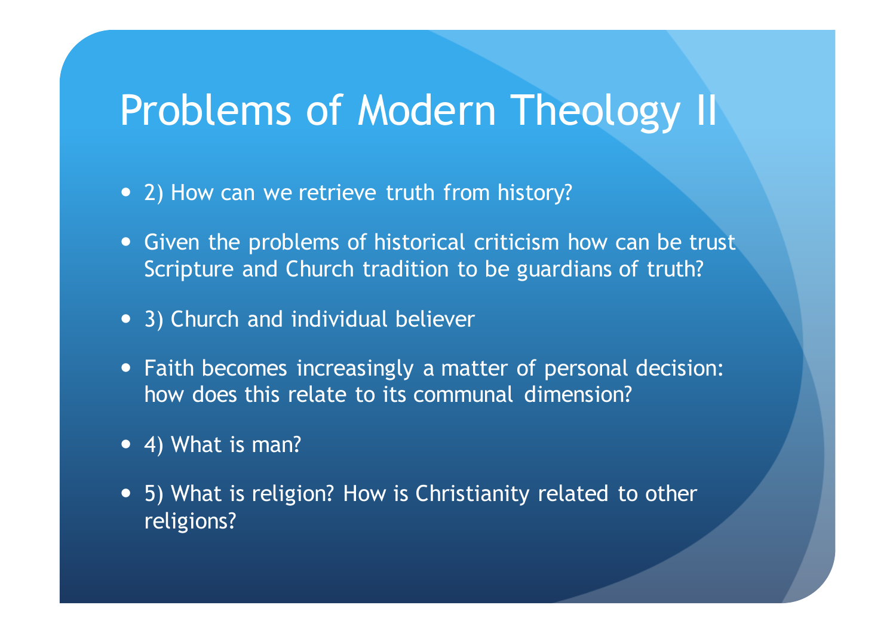# Problems of Modern Theology II

- 2) How can we retrieve truth from history?
- Given the problems of historical criticism how can be trust Scripture and Church tradition to be guardians of truth?
- 3) Church and individual believer
- Faith becomes increasingly a matter of personal decision: how does this relate to its communal dimension?
- 4) What is man?
- 5) What is religion? How is Christianity related to other religions?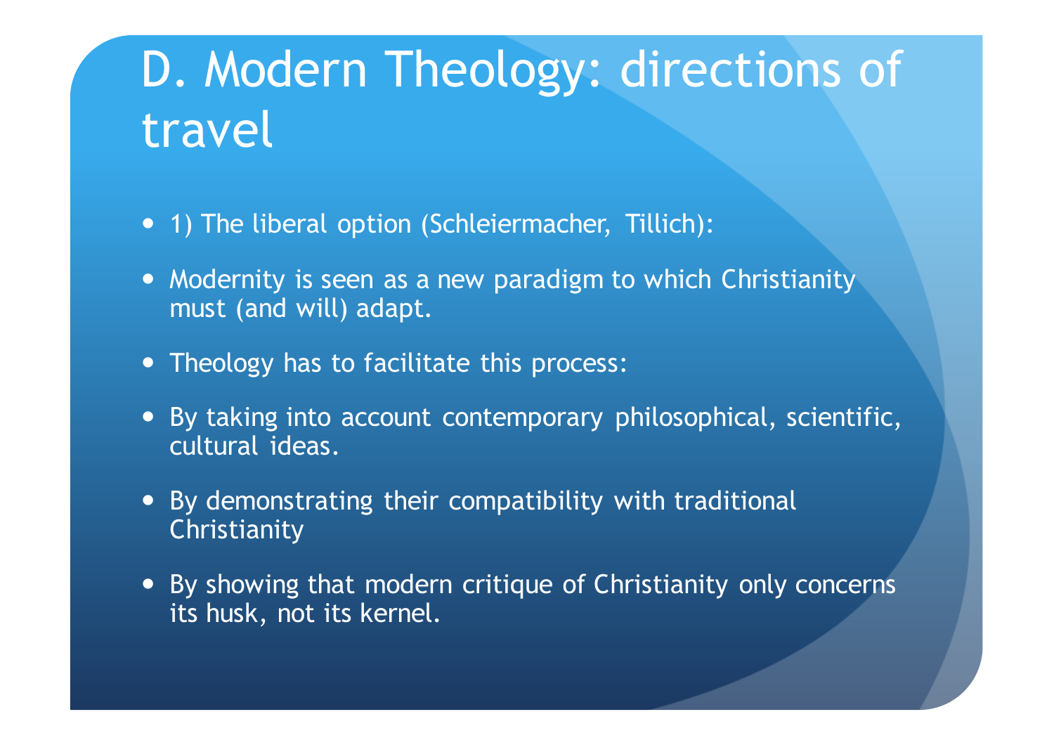# D. Modern Theology: directions of travel

- 1) The liberal option (Schleiermacher, Tillich):
- Modernity is seen as a new paradigm to which Christianity must (and will) adapt.
- Theology has to facilitate this process:
- By taking into account contemporary philosophical, scientific, cultural ideas.
- By demonstrating their compatibility with traditional Christianity
- By showing that modern critique of Christianity only concerns its husk, not its kernel.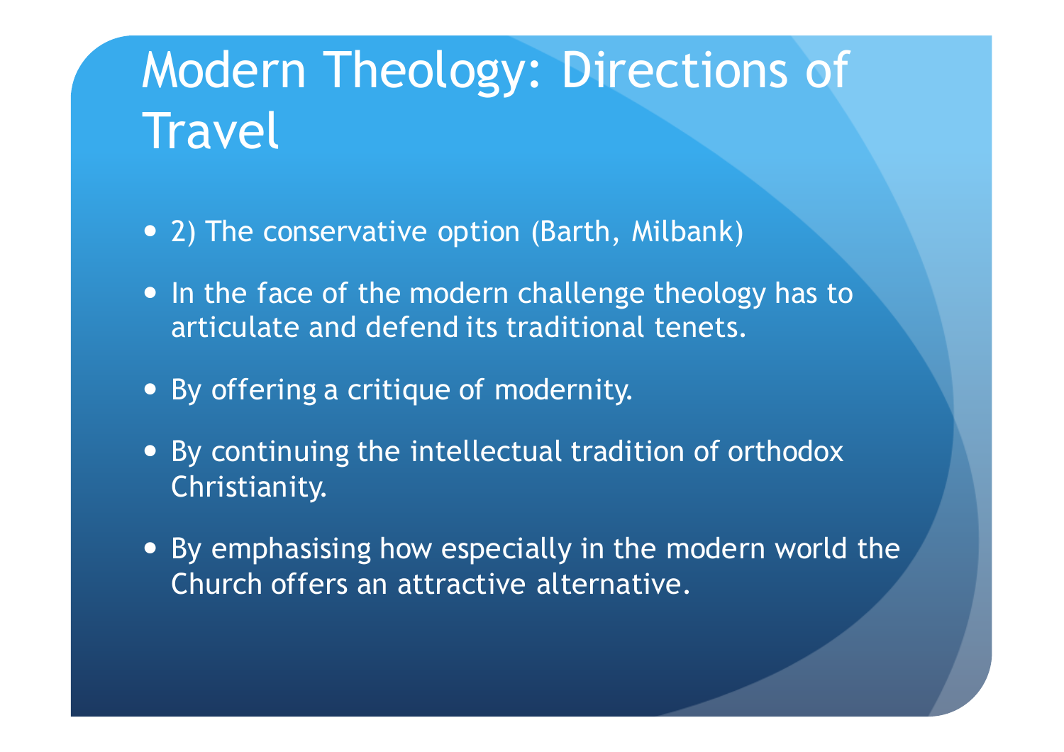# Modern Theology: Directions of Travel

- 2) The conservative option (Barth, Milbank)
- In the face of the modern challenge theology has to articulate and defend its traditional tenets.
- By offering a critique of modernity.
- By continuing the intellectual tradition of orthodox Christianity.
- By emphasising how especially in the modern world the Church offers an attractive alternative.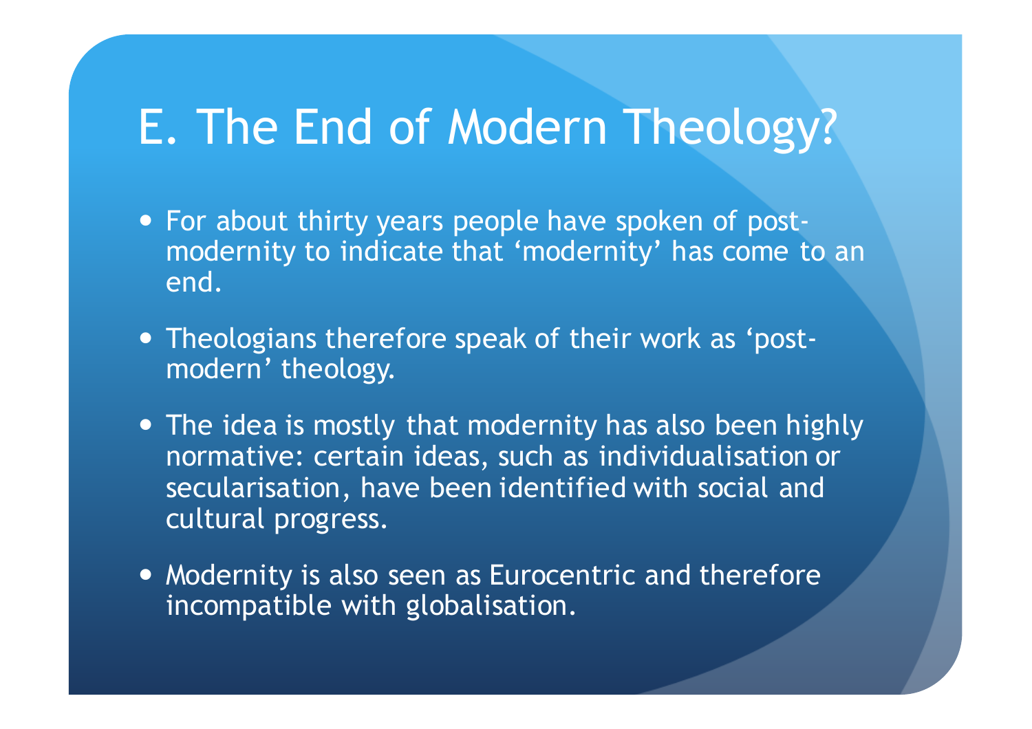# E. The End of Modern Theology?

- For about thirty years people have spoken of post-modernity to indicate that 'modernity' has come to an end.
- Theologians therefore speak of their work as 'post-modern' theology.
- The idea is mostly that modernity has also been highly normative: certain ideas, such as individualisation or secularisation, have been identified with social and cultural progress.
- Modernity is also seen as Eurocentric and therefore incompatible with globalisation.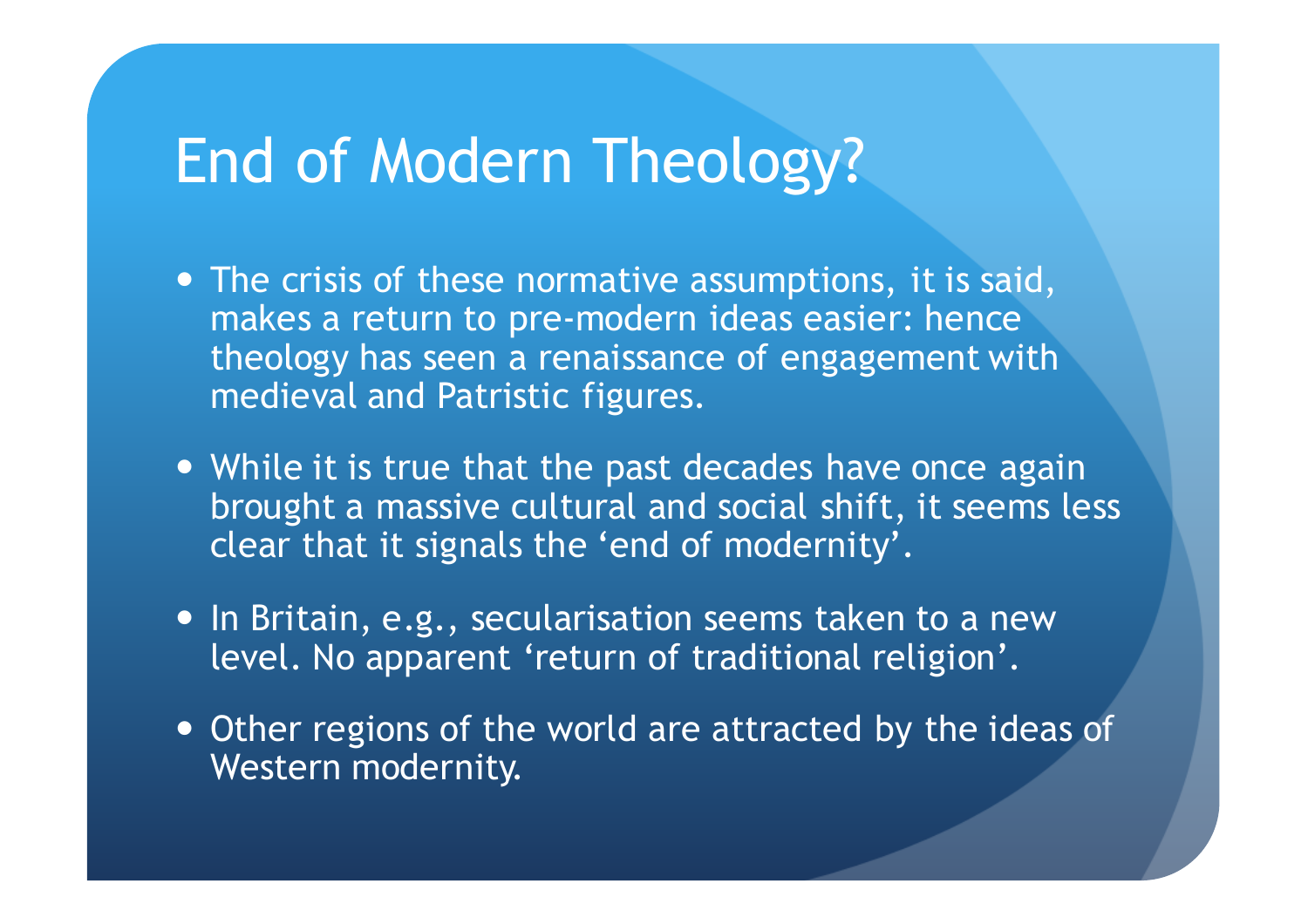# End of Modern Theology?

- The crisis of these normative assumptions, it is said, makes a return to pre-modern ideas easier: hence theology has seen a renaissance of engagement with medieval and Patristic figures.
- While it is true that the past decades have once again brought a massive cultural and social shift, it seems less clear that it signals the 'end of modernity'.
- In Britain, e.g., secularisation seems taken to a new level. No apparent 'return of traditional religion'.
- Other regions of the world are attracted by the ideas of Western modernity.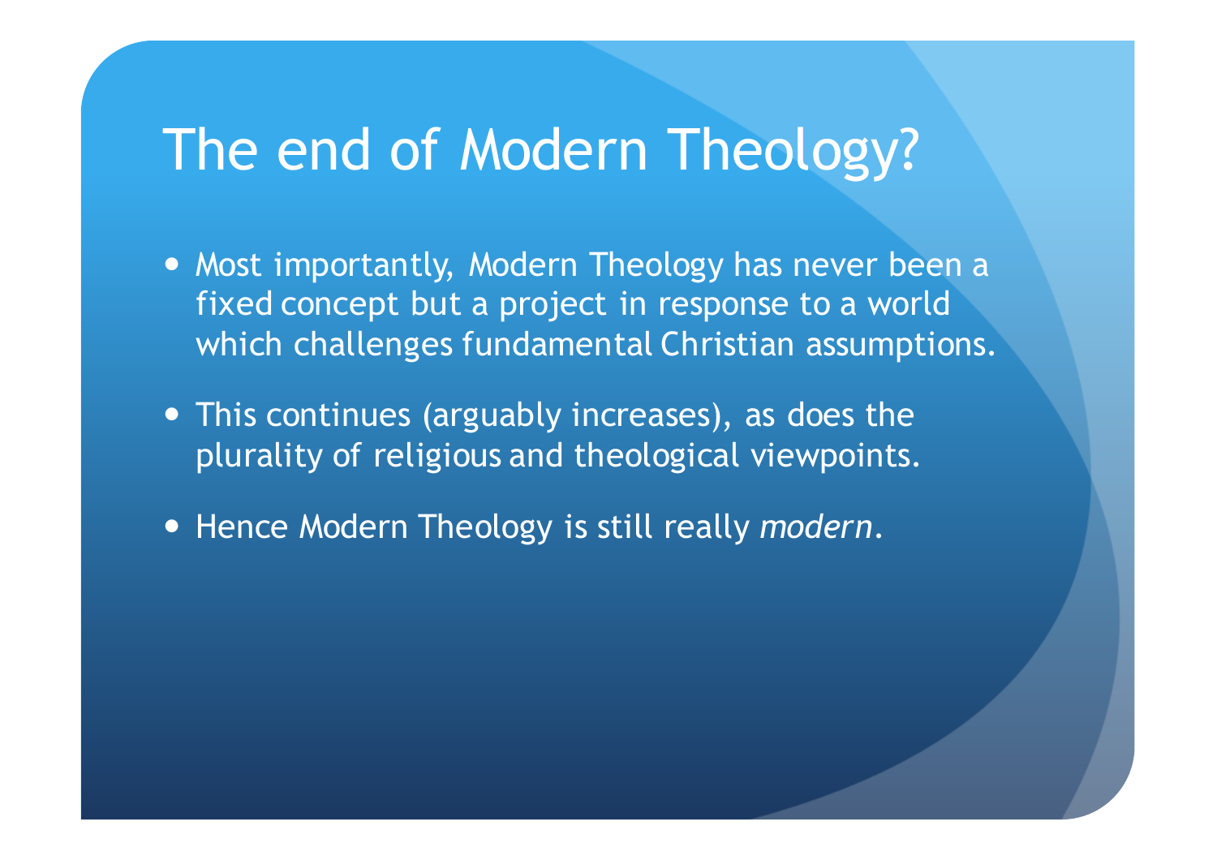# The end of Modern Theology?

- Most importantly, Modern Theology has never been a fixed concept but a project in response to a world which challenges fundamental Christian assumptions.
- This continues (arguably increases), as does the plurality of religious and theological viewpoints.
- Hence Modern Theology is still really *modern*.